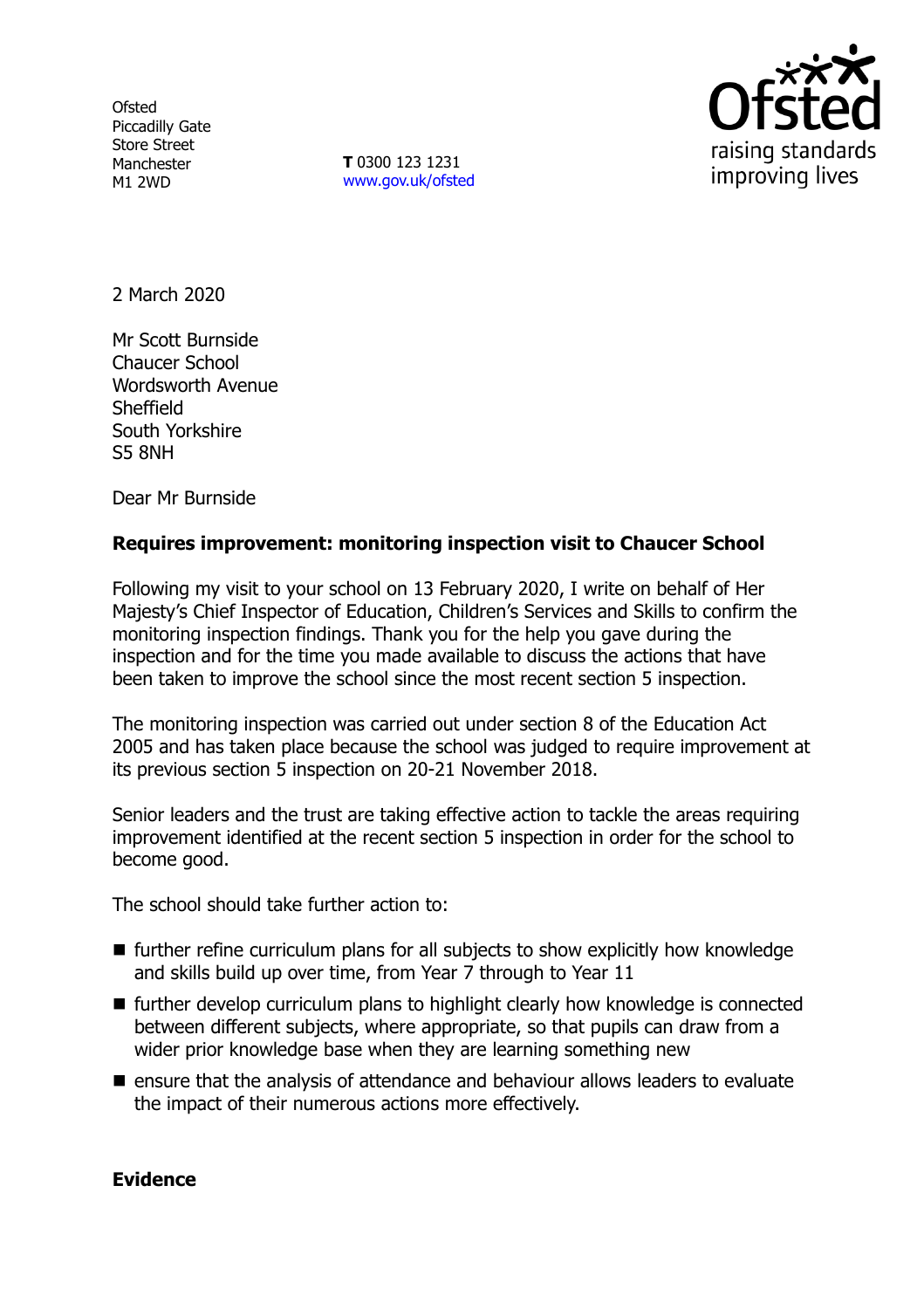Ofsted
Piccadilly Gate
Store Street
Manchester
M1 2WD

**T** 0300 123 1231
www.gov.uk/ofsted

2 March 2020

Mr Scott Burnside
Chaucer School
Wordsworth Avenue
Sheffield
South Yorkshire
S5 8NH

Dear Mr Burnside

**Requires improvement: monitoring inspection visit to Chaucer School**

Following my visit to your school on 13 February 2020, I write on behalf of Her Majesty's Chief Inspector of Education, Children's Services and Skills to confirm the monitoring inspection findings. Thank you for the help you gave during the inspection and for the time you made available to discuss the actions that have been taken to improve the school since the most recent section 5 inspection.

The monitoring inspection was carried out under section 8 of the Education Act 2005 and has taken place because the school was judged to require improvement at its previous section 5 inspection on 20-21 November 2018.

Senior leaders and the trust are taking effective action to tackle the areas requiring improvement identified at the recent section 5 inspection in order for the school to become good.

The school should take further action to:

- further refine curriculum plans for all subjects to show explicitly how knowledge and skills build up over time, from Year 7 through to Year 11
- further develop curriculum plans to highlight clearly how knowledge is connected between different subjects, where appropriate, so that pupils can draw from a wider prior knowledge base when they are learning something new
- ensure that the analysis of attendance and behaviour allows leaders to evaluate the impact of their numerous actions more effectively.

**Evidence**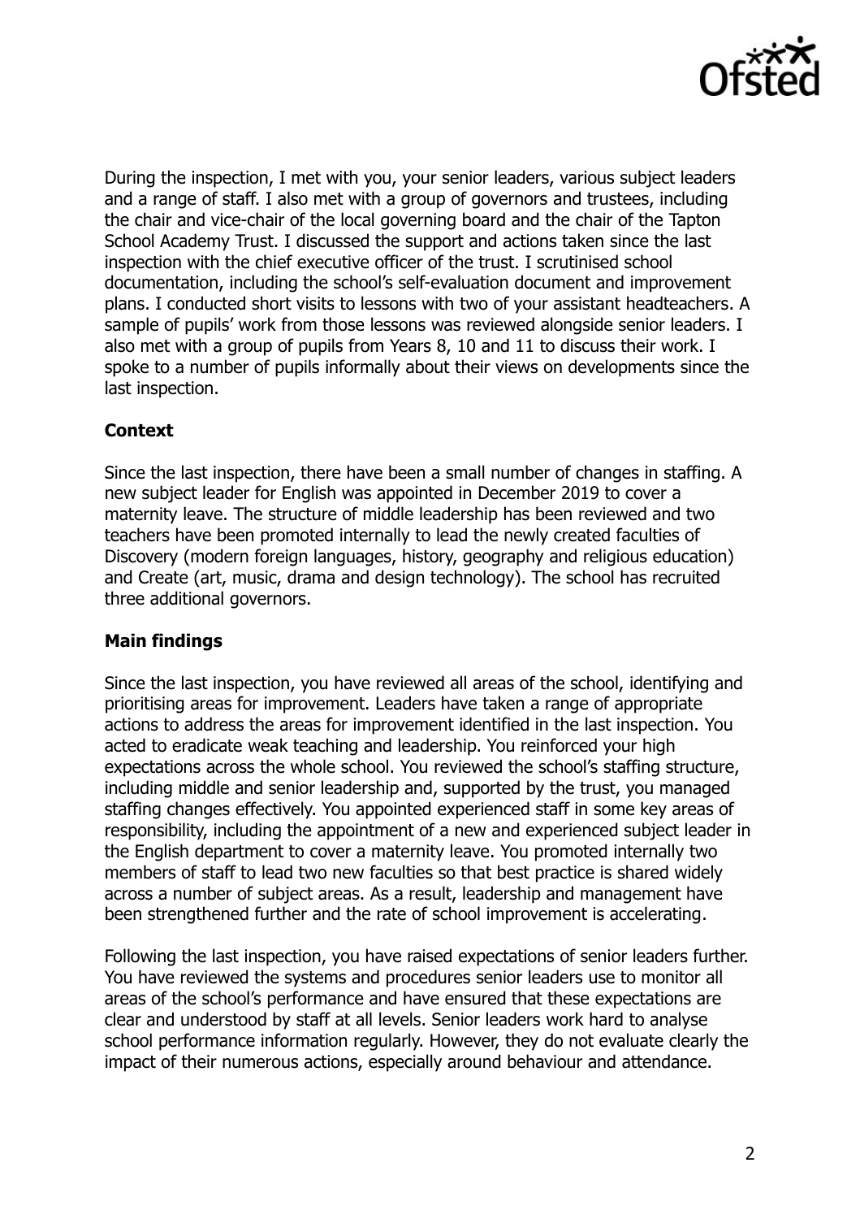During the inspection, I met with you, your senior leaders, various subject leaders and a range of staff. I also met with a group of governors and trustees, including the chair and vice-chair of the local governing board and the chair of the Tapton School Academy Trust. I discussed the support and actions taken since the last inspection with the chief executive officer of the trust. I scrutinised school documentation, including the school's self-evaluation document and improvement plans. I conducted short visits to lessons with two of your assistant headteachers. A sample of pupils' work from those lessons was reviewed alongside senior leaders. I also met with a group of pupils from Years 8, 10 and 11 to discuss their work. I spoke to a number of pupils informally about their views on developments since the last inspection.

## Context

Since the last inspection, there have been a small number of changes in staffing. A new subject leader for English was appointed in December 2019 to cover a maternity leave. The structure of middle leadership has been reviewed and two teachers have been promoted internally to lead the newly created faculties of Discovery (modern foreign languages, history, geography and religious education) and Create (art, music, drama and design technology). The school has recruited three additional governors.

## Main findings

Since the last inspection, you have reviewed all areas of the school, identifying and prioritising areas for improvement. Leaders have taken a range of appropriate actions to address the areas for improvement identified in the last inspection. You acted to eradicate weak teaching and leadership. You reinforced your high expectations across the whole school. You reviewed the school's staffing structure, including middle and senior leadership and, supported by the trust, you managed staffing changes effectively. You appointed experienced staff in some key areas of responsibility, including the appointment of a new and experienced subject leader in the English department to cover a maternity leave. You promoted internally two members of staff to lead two new faculties so that best practice is shared widely across a number of subject areas. As a result, leadership and management have been strengthened further and the rate of school improvement is accelerating.

Following the last inspection, you have raised expectations of senior leaders further. You have reviewed the systems and procedures senior leaders use to monitor all areas of the school's performance and have ensured that these expectations are clear and understood by staff at all levels. Senior leaders work hard to analyse school performance information regularly. However, they do not evaluate clearly the impact of their numerous actions, especially around behaviour and attendance.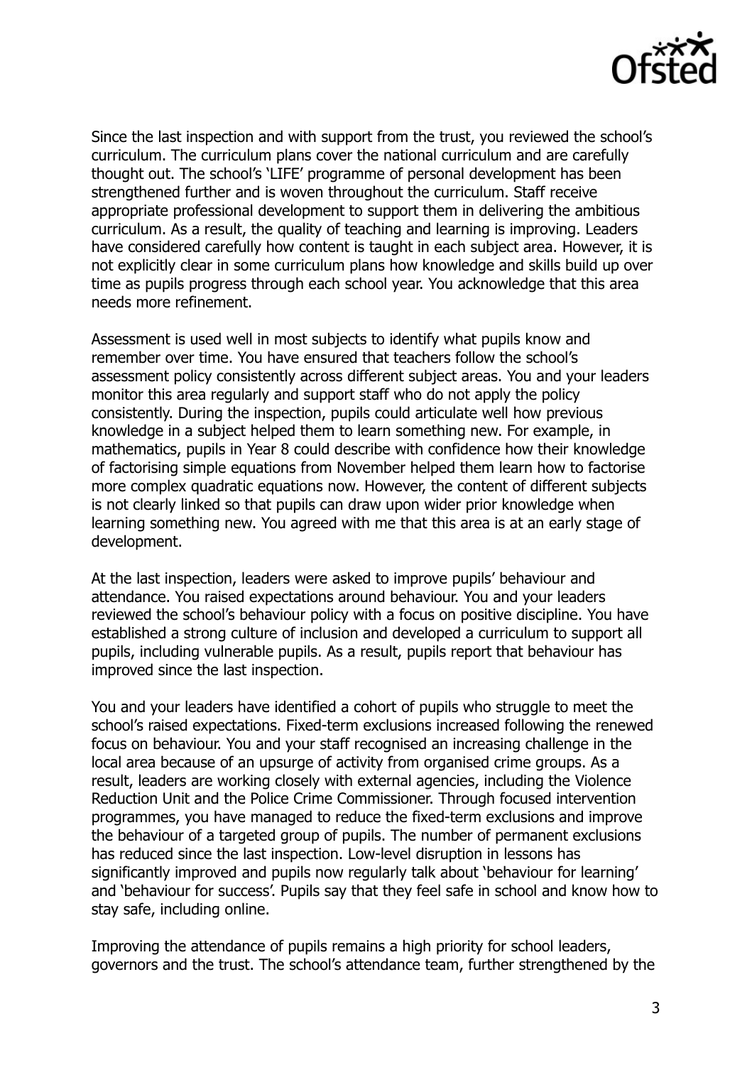Since the last inspection and with support from the trust, you reviewed the school's curriculum. The curriculum plans cover the national curriculum and are carefully thought out. The school's 'LIFE' programme of personal development has been strengthened further and is woven throughout the curriculum. Staff receive appropriate professional development to support them in delivering the ambitious curriculum. As a result, the quality of teaching and learning is improving. Leaders have considered carefully how content is taught in each subject area. However, it is not explicitly clear in some curriculum plans how knowledge and skills build up over time as pupils progress through each school year. You acknowledge that this area needs more refinement.

Assessment is used well in most subjects to identify what pupils know and remember over time. You have ensured that teachers follow the school's assessment policy consistently across different subject areas. You and your leaders monitor this area regularly and support staff who do not apply the policy consistently. During the inspection, pupils could articulate well how previous knowledge in a subject helped them to learn something new. For example, in mathematics, pupils in Year 8 could describe with confidence how their knowledge of factorising simple equations from November helped them learn how to factorise more complex quadratic equations now. However, the content of different subjects is not clearly linked so that pupils can draw upon wider prior knowledge when learning something new. You agreed with me that this area is at an early stage of development.

At the last inspection, leaders were asked to improve pupils' behaviour and attendance. You raised expectations around behaviour. You and your leaders reviewed the school's behaviour policy with a focus on positive discipline. You have established a strong culture of inclusion and developed a curriculum to support all pupils, including vulnerable pupils. As a result, pupils report that behaviour has improved since the last inspection.

You and your leaders have identified a cohort of pupils who struggle to meet the school's raised expectations. Fixed-term exclusions increased following the renewed focus on behaviour. You and your staff recognised an increasing challenge in the local area because of an upsurge of activity from organised crime groups. As a result, leaders are working closely with external agencies, including the Violence Reduction Unit and the Police Crime Commissioner. Through focused intervention programmes, you have managed to reduce the fixed-term exclusions and improve the behaviour of a targeted group of pupils. The number of permanent exclusions has reduced since the last inspection. Low-level disruption in lessons has significantly improved and pupils now regularly talk about 'behaviour for learning' and 'behaviour for success'. Pupils say that they feel safe in school and know how to stay safe, including online.

Improving the attendance of pupils remains a high priority for school leaders, governors and the trust. The school's attendance team, further strengthened by the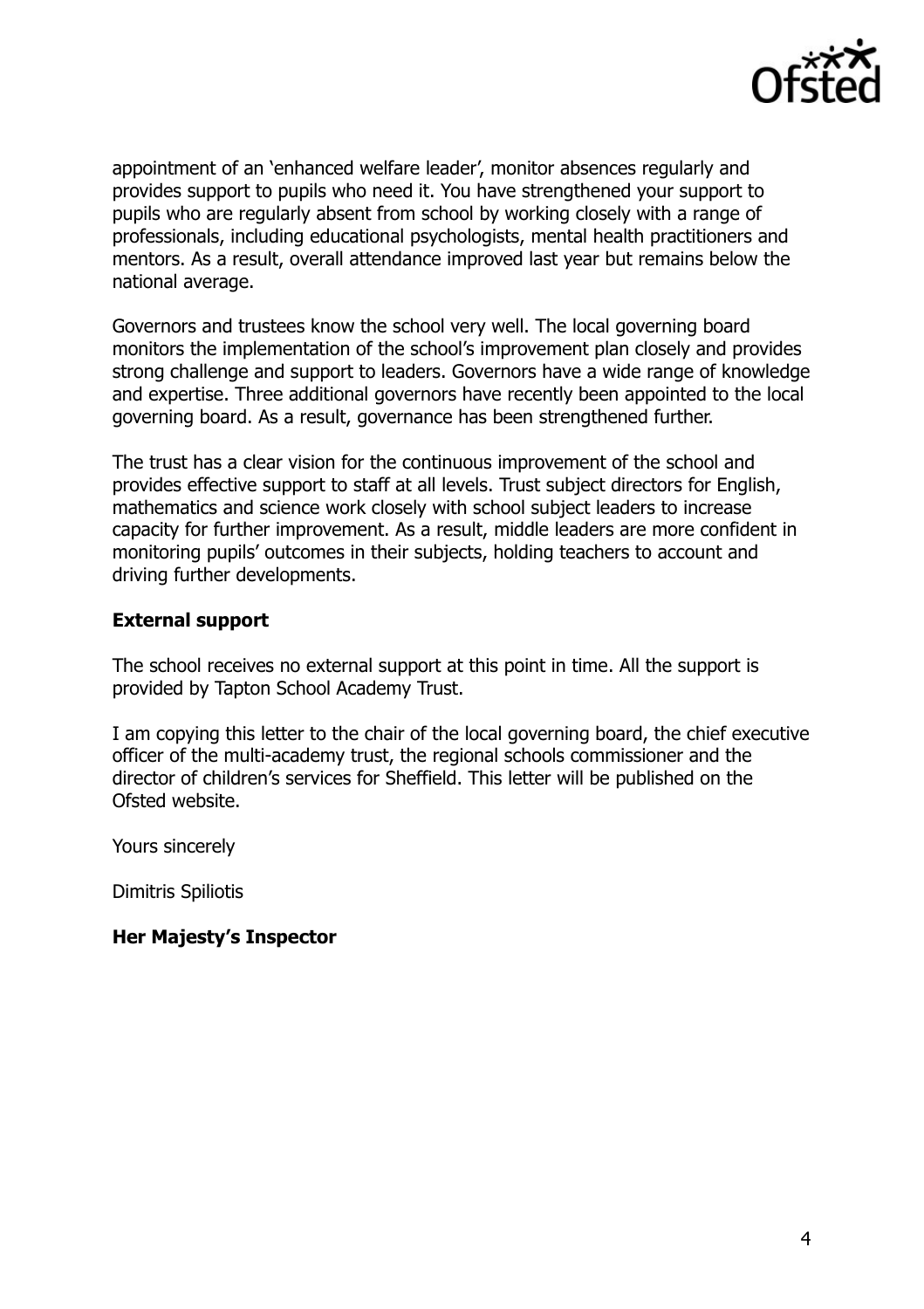appointment of an 'enhanced welfare leader', monitor absences regularly and provides support to pupils who need it. You have strengthened your support to pupils who are regularly absent from school by working closely with a range of professionals, including educational psychologists, mental health practitioners and mentors. As a result, overall attendance improved last year but remains below the national average.

Governors and trustees know the school very well. The local governing board monitors the implementation of the school's improvement plan closely and provides strong challenge and support to leaders. Governors have a wide range of knowledge and expertise. Three additional governors have recently been appointed to the local governing board. As a result, governance has been strengthened further.

The trust has a clear vision for the continuous improvement of the school and provides effective support to staff at all levels. Trust subject directors for English, mathematics and science work closely with school subject leaders to increase capacity for further improvement. As a result, middle leaders are more confident in monitoring pupils' outcomes in their subjects, holding teachers to account and driving further developments.

**External support**

The school receives no external support at this point in time. All the support is provided by Tapton School Academy Trust.

I am copying this letter to the chair of the local governing board, the chief executive officer of the multi-academy trust, the regional schools commissioner and the director of children's services for Sheffield. This letter will be published on the Ofsted website.

Yours sincerely

Dimitris Spiliotis

**Her Majesty's Inspector**